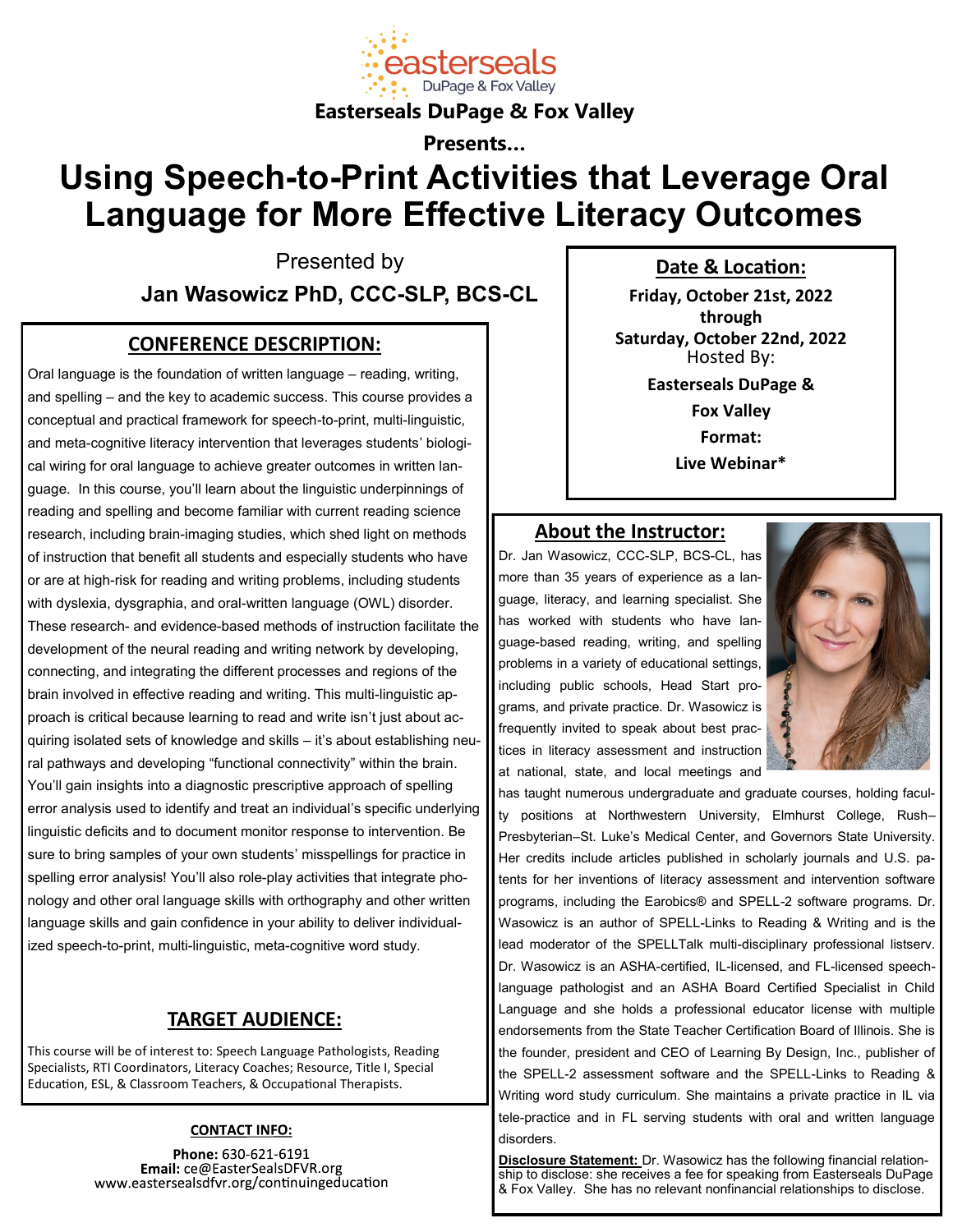Easterseals DuPage & Fox Valley

**Easterseals DuPage & Fox Valley**

**Presents...**

# Using Speech-to-Print Activities that Leverage Oral Language for More Effective Literacy Outcomes

Presented by

**Jan Wasowicz PhD, CCC-SLP, BCS-CL**

## CONFERENCE DESCRIPTION:

Oral language is the foundation of written language – reading, writing, and spelling – and the key to academic success. This course provides a conceptual and practical framework for speech-to-print, multi-linguistic, and meta-cognitive literacy intervention that leverages students' biological wiring for oral language to achieve greater outcomes in written language. In this course, you'll learn about the linguistic underpinnings of reading and spelling and become familiar with current reading science research, including brain-imaging studies, which shed light on methods of instruction that benefit all students and especially students who have or are at high-risk for reading and writing problems, including students with dyslexia, dysgraphia, and oral-written language (OWL) disorder. These research- and evidence-based methods of instruction facilitate the development of the neural reading and writing network by developing, connecting, and integrating the different processes and regions of the brain involved in effective reading and writing. This multi-linguistic approach is critical because learning to read and write isn't just about acquiring isolated sets of knowledge and skills – it's about establishing neural pathways and developing "functional connectivity" within the brain. You'll gain insights into a diagnostic prescriptive approach of spelling error analysis used to identify and treat an individual's specific underlying linguistic deficits and to document monitor response to intervention. Be sure to bring samples of your own students' misspellings for practice in spelling error analysis! You'll also role-play activities that integrate phonology and other oral language skills with orthography and other written language skills and gain confidence in your ability to deliver individualized speech-to-print, multi-linguistic, meta-cognitive word study.

## TARGET AUDIENCE:

This course will be of interest to: Speech Language Pathologists, Reading Specialists, RTI Coordinators, Literacy Coaches; Resource, Title I, Special Education, ESL, & Classroom Teachers, & Occupational Therapists.

### CONTACT INFO:

**Phone:** 630-621-6191
**Email:** ce@EasterSealsDFVR.org
www.eastersealsdfvr.org/continuingeducation

## Date & Location:

**Friday, October 21st, 2022**
**through**
**Saturday, October 22nd, 2022**
Hosted By:
**Easterseals DuPage & Fox Valley**
**Format:**
**Live Webinar***

## About the Instructor:

Dr. Jan Wasowicz, CCC-SLP, BCS-CL, has more than 35 years of experience as a language, literacy, and learning specialist. She has worked with students who have language-based reading, writing, and spelling problems in a variety of educational settings, including public schools, Head Start programs, and private practice. Dr. Wasowicz is frequently invited to speak about best practices in literacy assessment and instruction at national, state, and local meetings and has taught numerous undergraduate and graduate courses, holding faculty positions at Northwestern University, Elmhurst College, Rush–Presbyterian–St. Luke's Medical Center, and Governors State University. Her credits include articles published in scholarly journals and U.S. patents for her inventions of literacy assessment and intervention software programs, including the Earobics® and SPELL-2 software programs. Dr. Wasowicz is an author of SPELL-Links to Reading & Writing and is the lead moderator of the SPELLTalk multi-disciplinary professional listserv. Dr. Wasowicz is an ASHA-certified, IL-licensed, and FL-licensed speech-language pathologist and an ASHA Board Certified Specialist in Child Language and she holds a professional educator license with multiple endorsements from the State Teacher Certification Board of Illinois. She is the founder, president and CEO of Learning By Design, Inc., publisher of the SPELL-2 assessment software and the SPELL-Links to Reading & Writing word study curriculum. She maintains a private practice in IL via tele-practice and in FL serving students with oral and written language disorders.

**Disclosure Statement:** Dr. Wasowicz has the following financial relationship to disclose: she receives a fee for speaking from Easterseals DuPage & Fox Valley. She has no relevant nonfinancial relationships to disclose.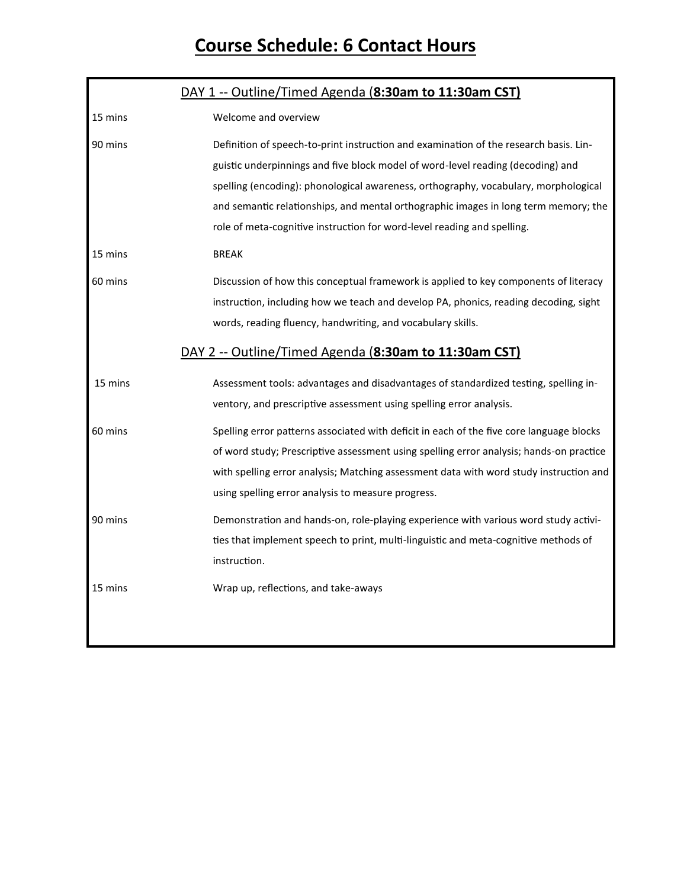# Course Schedule: 6 Contact Hours

## DAY 1 -- Outline/Timed Agenda (**8:30am to 11:30am CST)**

| | |
|---|---|
| 15 mins | Welcome and overview |
| 90 mins | Definition of speech-to-print instruction and examination of the research basis. Linguistic underpinnings and five block model of word-level reading (decoding) and spelling (encoding): phonological awareness, orthography, vocabulary, morphological and semantic relationships, and mental orthographic images in long term memory; the role of meta-cognitive instruction for word-level reading and spelling. |
| 15 mins | BREAK |
| 60 mins | Discussion of how this conceptual framework is applied to key components of literacy instruction, including how we teach and develop PA, phonics, reading decoding, sight words, reading fluency, handwriting, and vocabulary skills. |

## DAY 2 -- Outline/Timed Agenda (**8:30am to 11:30am CST)**

| | |
|---|---|
| 15 mins | Assessment tools: advantages and disadvantages of standardized testing, spelling inventory, and prescriptive assessment using spelling error analysis. |
| 60 mins | Spelling error patterns associated with deficit in each of the five core language blocks of word study; Prescriptive assessment using spelling error analysis; hands-on practice with spelling error analysis; Matching assessment data with word study instruction and using spelling error analysis to measure progress. |
| 90 mins | Demonstration and hands-on, role-playing experience with various word study activities that implement speech to print, multi-linguistic and meta-cognitive methods of instruction. |
| 15 mins | Wrap up, reflections, and take-aways |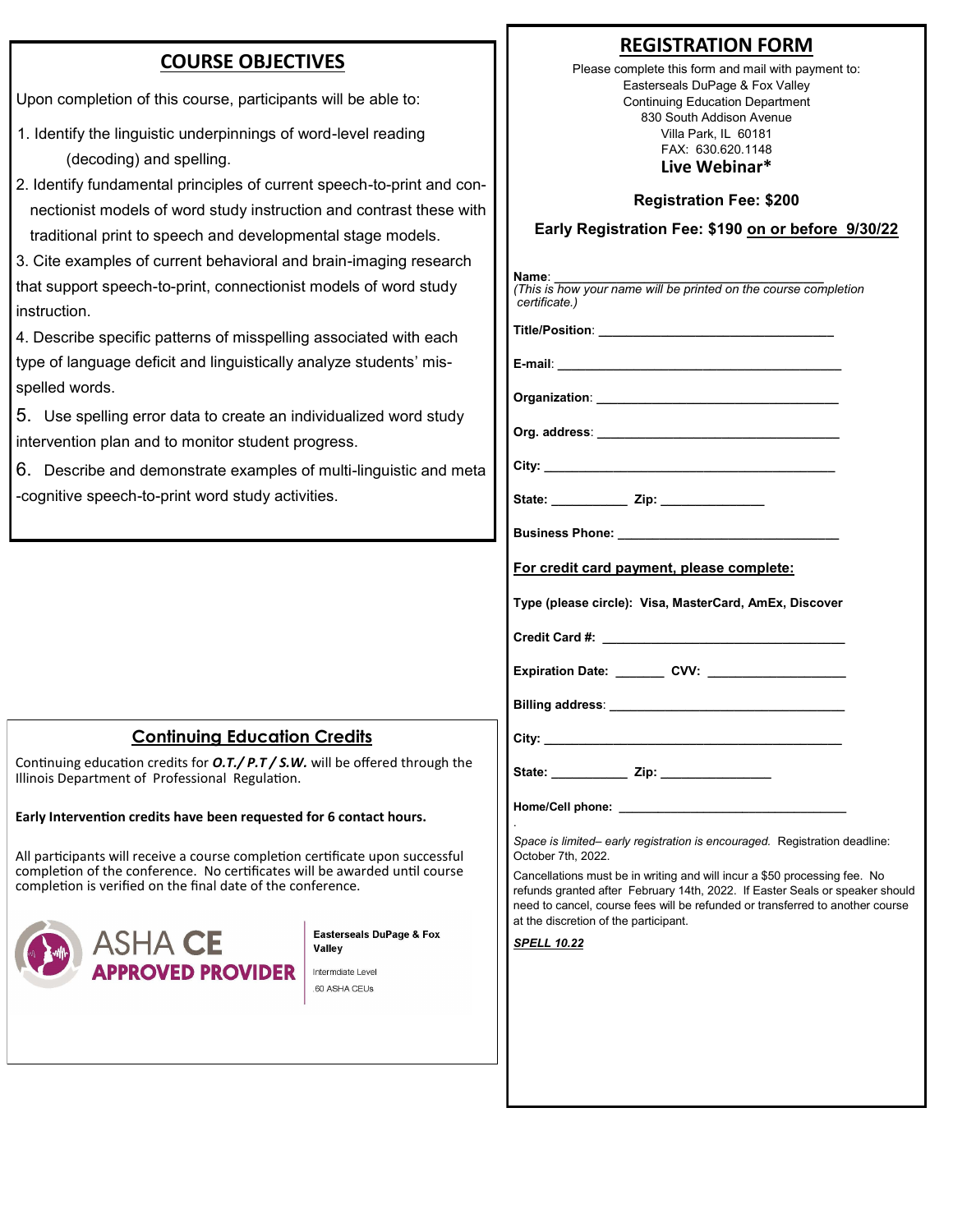## COURSE OBJECTIVES

Upon completion of this course, participants will be able to:

1. Identify the linguistic underpinnings of word-level reading (decoding) and spelling.
2. Identify fundamental principles of current speech-to-print and connectionist models of word study instruction and contrast these with traditional print to speech and developmental stage models.
3. Cite examples of current behavioral and brain-imaging research that support speech-to-print, connectionist models of word study instruction.
4. Describe specific patterns of misspelling associated with each type of language deficit and linguistically analyze students' misspelled words.
5. Use spelling error data to create an individualized word study intervention plan and to monitor student progress.
6. Describe and demonstrate examples of multi-linguistic and meta-cognitive speech-to-print word study activities.

## Continuing Education Credits

Continuing education credits for ***O.T./ P.T / S.W.*** will be offered through the Illinois Department of Professional Regulation.

**Early Intervention credits have been requested for 6 contact hours.**

All participants will receive a course completion certificate upon successful completion of the conference. No certificates will be awarded until course completion is verified on the final date of the conference.

ASHA CE APPROVED PROVIDER

**Easterseals DuPage & Fox Valley**

Intermdiate Level

.60 ASHA CEUs

## REGISTRATION FORM

Please complete this form and mail with payment to:
Easterseals DuPage & Fox Valley
Continuing Education Department
830 South Addison Avenue
Villa Park, IL 60181
FAX: 630.620.1148

**Live Webinar***

**Registration Fee: $200**

**Early Registration Fee: $190 on or before 9/30/22**

**Name**: ______________________________________
*(This is how your name will be printed on the course completion certificate.)*

**Title/Position**: ______________________________

**E-mail**: ______________________________________

**Organization**: ________________________________

**Org. address**: ________________________________

**City**: _______________________________________

**State**: __________ **Zip**: _____________

**Business Phone**: ______________________________

**For credit card payment, please complete:**

**Type (please circle): Visa, MasterCard, AmEx, Discover**

**Credit Card #**: _________________________________

**Expiration Date**: _______ **CVV**: __________________

**Billing address**: _______________________________

**City**: _______________________________________

**State**: __________ **Zip**: _______________

**Home/Cell phone**: ______________________________

*Space is limited– early registration is encouraged.* Registration deadline: October 7th, 2022.

Cancellations must be in writing and will incur a $50 processing fee. No refunds granted after February 14th, 2022. If Easter Seals or speaker should need to cancel, course fees will be refunded or transferred to another course at the discretion of the participant.

***SPELL 10.22***